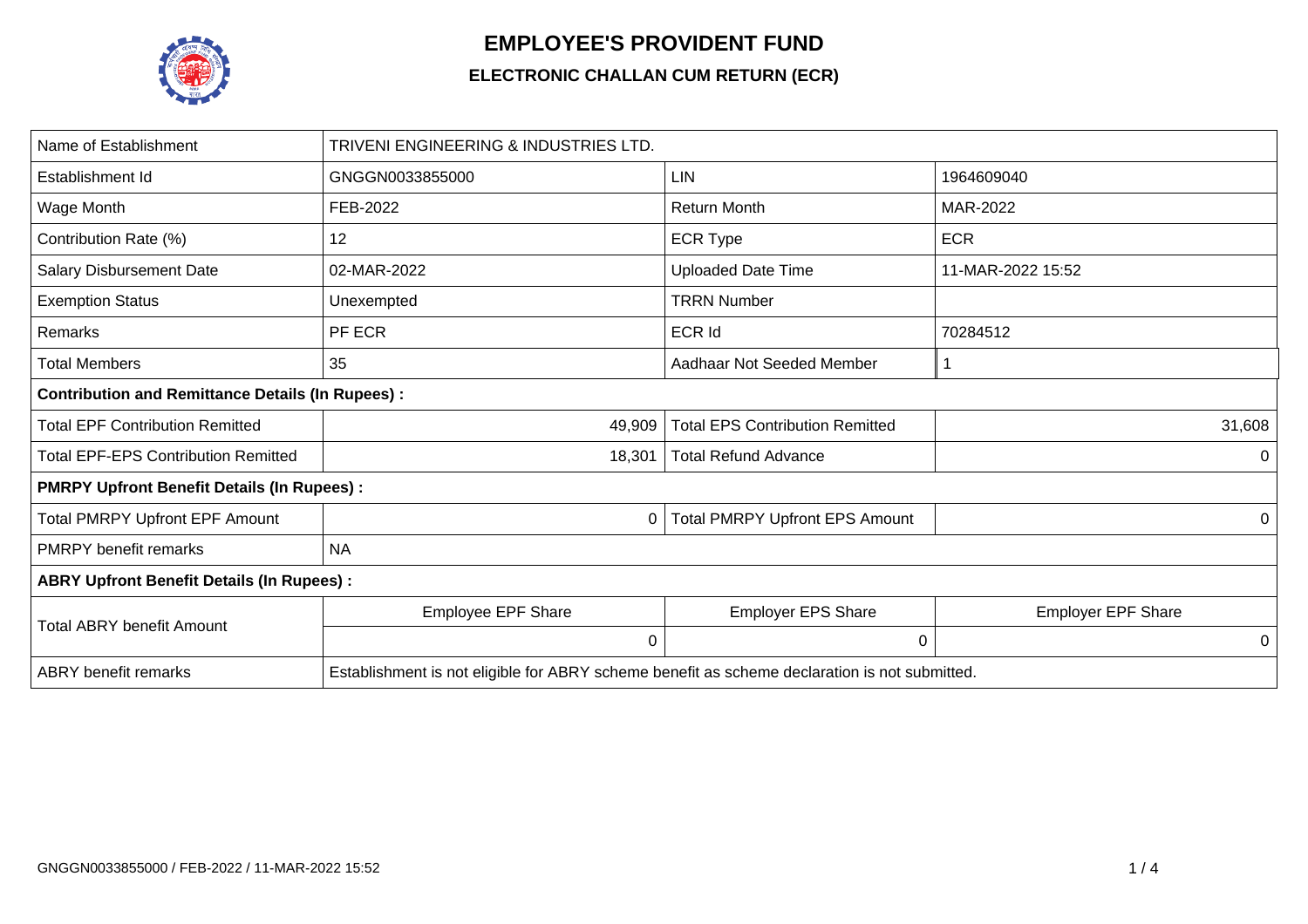# EMPLOYEE'S PROVIDENT FUND

## ELECTRONIC CHALLAN CUM RETURN (ECR)

| Name of Establishment | TRIVENI ENGINEERING & INDUSTRIES LTD. | | |
|---|---|---|---|
| Establishment Id | GNGGN0033855000 | LIN | 1964609040 |
| Wage Month | FEB-2022 | Return Month | MAR-2022 |
| Contribution Rate (%) | 12 | ECR Type | ECR |
| Salary Disbursement Date | 02-MAR-2022 | Uploaded Date Time | 11-MAR-2022 15:52 |
| Exemption Status | Unexempted | TRRN Number | |
| Remarks | PF ECR | ECR Id | 70284512 |
| Total Members | 35 | Aadhaar Not Seeded Member | 1 |
| **Contribution and Remittance Details (In Rupees) :** | | | |
| Total EPF Contribution Remitted | 49,909 | Total EPS Contribution Remitted | 31,608 |
| Total EPF-EPS Contribution Remitted | 18,301 | Total Refund Advance | 0 |
| **PMRPY Upfront Benefit Details (In Rupees) :** | | | |
| Total PMRPY Upfront EPF Amount | 0 | Total PMRPY Upfront EPS Amount | 0 |
| PMRPY benefit remarks | NA | | |
| **ABRY Upfront Benefit Details (In Rupees) :** | | | |
| Total ABRY benefit Amount | Employee EPF Share | Employer EPS Share | Employer EPF Share |
| | 0 | 0 | 0 |
| ABRY benefit remarks | Establishment is not eligible for ABRY scheme benefit as scheme declaration is not submitted. | | |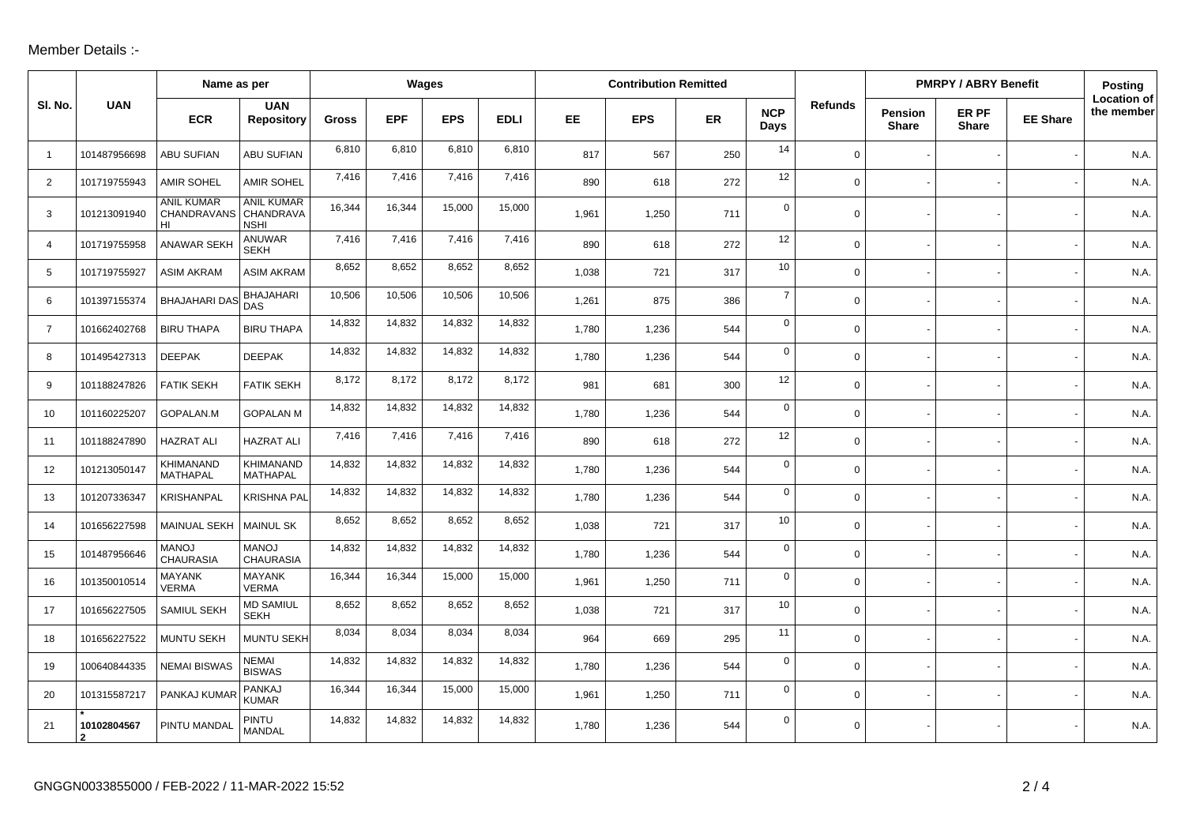Member Details :-

| Sl. No. | UAN | Name as per | | Wages | | | | Contribution Remitted | | | | Refunds | PMRPY / ABRY Benefit | | | Posting Location of the member |
|---|---|---|---|---|---|---|---|---|---|---|---|---|---|---|---|---|
| | | ECR | UAN Repository | Gross | EPF | EPS | EDLI | EE | EPS | ER | NCP Days | | Pension Share | ER PF Share | EE Share | |
| 1 | 101487956698 | ABU SUFIAN | ABU SUFIAN | 6,810 | 6,810 | 6,810 | 6,810 | 817 | 567 | 250 | 14 | 0 | - | - | - | N.A. |
| 2 | 101719755943 | AMIR SOHEL | AMIR SOHEL | 7,416 | 7,416 | 7,416 | 7,416 | 890 | 618 | 272 | 12 | 0 | - | - | - | N.A. |
| 3 | 101213091940 | ANIL KUMAR CHANDRAVANSHI | ANIL KUMAR CHANDRAVANSHI | 16,344 | 16,344 | 15,000 | 15,000 | 1,961 | 1,250 | 711 | 0 | 0 | - | - | - | N.A. |
| 4 | 101719755958 | ANAWAR SEKH | ANUWAR SEKH | 7,416 | 7,416 | 7,416 | 7,416 | 890 | 618 | 272 | 12 | 0 | - | - | - | N.A. |
| 5 | 101719755927 | ASIM AKRAM | ASIM AKRAM | 8,652 | 8,652 | 8,652 | 8,652 | 1,038 | 721 | 317 | 10 | 0 | - | - | - | N.A. |
| 6 | 101397155374 | BHAJAHARI DAS | BHAJAHARI DAS | 10,506 | 10,506 | 10,506 | 10,506 | 1,261 | 875 | 386 | 7 | 0 | - | - | - | N.A. |
| 7 | 101662402768 | BIRU THAPA | BIRU THAPA | 14,832 | 14,832 | 14,832 | 14,832 | 1,780 | 1,236 | 544 | 0 | 0 | - | - | - | N.A. |
| 8 | 101495427313 | DEEPAK | DEEPAK | 14,832 | 14,832 | 14,832 | 14,832 | 1,780 | 1,236 | 544 | 0 | 0 | - | - | - | N.A. |
| 9 | 101188247826 | FATIK SEKH | FATIK SEKH | 8,172 | 8,172 | 8,172 | 8,172 | 981 | 681 | 300 | 12 | 0 | - | - | - | N.A. |
| 10 | 101160225207 | GOPALAN.M | GOPALAN M | 14,832 | 14,832 | 14,832 | 14,832 | 1,780 | 1,236 | 544 | 0 | 0 | - | - | - | N.A. |
| 11 | 101188247890 | HAZRAT ALI | HAZRAT ALI | 7,416 | 7,416 | 7,416 | 7,416 | 890 | 618 | 272 | 12 | 0 | - | - | - | N.A. |
| 12 | 101213050147 | KHIMANAND MATHAPAL | KHIMANAND MATHAPAL | 14,832 | 14,832 | 14,832 | 14,832 | 1,780 | 1,236 | 544 | 0 | 0 | - | - | - | N.A. |
| 13 | 101207336347 | KRISHANPAL | KRISHNA PAL | 14,832 | 14,832 | 14,832 | 14,832 | 1,780 | 1,236 | 544 | 0 | 0 | - | - | - | N.A. |
| 14 | 101656227598 | MAINUAL SEKH | MAINUL SK | 8,652 | 8,652 | 8,652 | 8,652 | 1,038 | 721 | 317 | 10 | 0 | - | - | - | N.A. |
| 15 | 101487956646 | MANOJ CHAURASIA | MANOJ CHAURASIA | 14,832 | 14,832 | 14,832 | 14,832 | 1,780 | 1,236 | 544 | 0 | 0 | - | - | - | N.A. |
| 16 | 101350010514 | MAYANK VERMA | MAYANK VERMA | 16,344 | 16,344 | 15,000 | 15,000 | 1,961 | 1,250 | 711 | 0 | 0 | - | - | - | N.A. |
| 17 | 101656227505 | SAMIUL SEKH | MD SAMIUL SEKH | 8,652 | 8,652 | 8,652 | 8,652 | 1,038 | 721 | 317 | 10 | 0 | - | - | - | N.A. |
| 18 | 101656227522 | MUNTU SEKH | MUNTU SEKH | 8,034 | 8,034 | 8,034 | 8,034 | 964 | 669 | 295 | 11 | 0 | - | - | - | N.A. |
| 19 | 100640844335 | NEMAI BISWAS | NEMAI BISWAS | 14,832 | 14,832 | 14,832 | 14,832 | 1,780 | 1,236 | 544 | 0 | 0 | - | - | - | N.A. |
| 20 | 101315587217 | PANKAJ KUMAR | PANKAJ KUMAR | 16,344 | 16,344 | 15,000 | 15,000 | 1,961 | 1,250 | 711 | 0 | 0 | - | - | - | N.A. |
| 21 | * 101028045672 | PINTU MANDAL | PINTU MANDAL | 14,832 | 14,832 | 14,832 | 14,832 | 1,780 | 1,236 | 544 | 0 | 0 | - | - | - | N.A. |

GNGGN0033855000 / FEB-2022 / 11-MAR-2022 15:52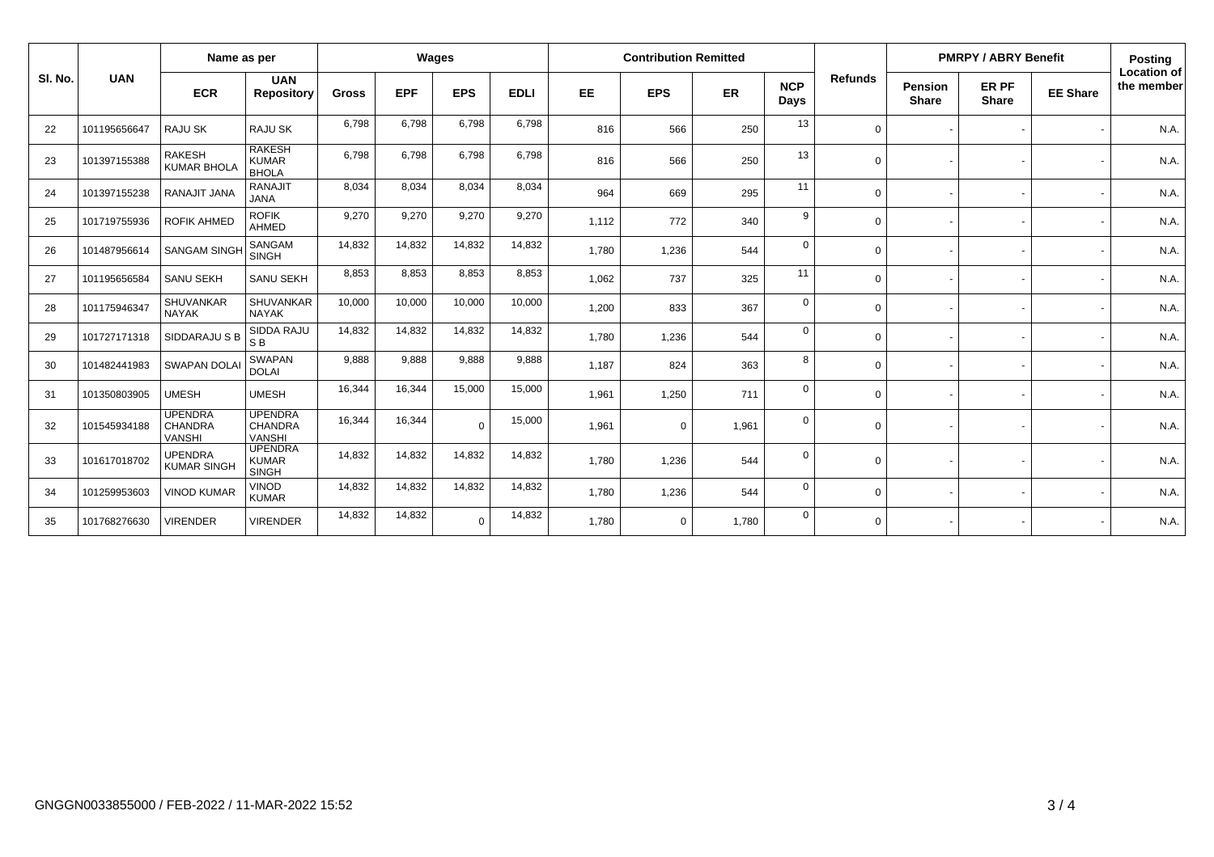| Sl. No. | UAN | Name as per | | Wages | | | | Contribution Remitted | | | | Refunds | PMRPY / ABRY Benefit | | | Posting Location of the member |
|---|---|---|---|---|---|---|---|---|---|---|---|---|---|---|---|---|
| | | ECR | UAN Repository | Gross | EPF | EPS | EDLI | EE | EPS | ER | NCP Days | | Pension Share | ER PF Share | EE Share | |
| 22 | 101195656647 | RAJU SK | RAJU SK | 6,798 | 6,798 | 6,798 | 6,798 | 816 | 566 | 250 | 13 | 0 | - | - | - | N.A. |
| 23 | 101397155388 | RAKESH KUMAR BHOLA | RAKESH KUMAR BHOLA | 6,798 | 6,798 | 6,798 | 6,798 | 816 | 566 | 250 | 13 | 0 | - | - | - | N.A. |
| 24 | 101397155238 | RANAJIT JANA | RANAJIT JANA | 8,034 | 8,034 | 8,034 | 8,034 | 964 | 669 | 295 | 11 | 0 | - | - | - | N.A. |
| 25 | 101719755936 | ROFIK AHMED | ROFIK AHMED | 9,270 | 9,270 | 9,270 | 9,270 | 1,112 | 772 | 340 | 9 | 0 | - | - | - | N.A. |
| 26 | 101487956614 | SANGAM SINGH | SANGAM SINGH | 14,832 | 14,832 | 14,832 | 14,832 | 1,780 | 1,236 | 544 | 0 | 0 | - | - | - | N.A. |
| 27 | 101195656584 | SANU SEKH | SANU SEKH | 8,853 | 8,853 | 8,853 | 8,853 | 1,062 | 737 | 325 | 11 | 0 | - | - | - | N.A. |
| 28 | 101175946347 | SHUVANKAR NAYAK | SHUVANKAR NAYAK | 10,000 | 10,000 | 10,000 | 10,000 | 1,200 | 833 | 367 | 0 | 0 | - | - | - | N.A. |
| 29 | 101727171318 | SIDDARAJU S B | SIDDA RAJU S B | 14,832 | 14,832 | 14,832 | 14,832 | 1,780 | 1,236 | 544 | 0 | 0 | - | - | - | N.A. |
| 30 | 101482441983 | SWAPAN DOLAI | SWAPAN DOLAI | 9,888 | 9,888 | 9,888 | 9,888 | 1,187 | 824 | 363 | 8 | 0 | - | - | - | N.A. |
| 31 | 101350803905 | UMESH | UMESH | 16,344 | 16,344 | 15,000 | 15,000 | 1,961 | 1,250 | 711 | 0 | 0 | - | - | - | N.A. |
| 32 | 101545934188 | UPENDRA CHANDRA VANSHI | UPENDRA CHANDRA VANSHI | 16,344 | 16,344 | 0 | 15,000 | 1,961 | 0 | 1,961 | 0 | 0 | - | - | - | N.A. |
| 33 | 101617018702 | UPENDRA KUMAR SINGH | UPENDRA KUMAR SINGH | 14,832 | 14,832 | 14,832 | 14,832 | 1,780 | 1,236 | 544 | 0 | 0 | - | - | - | N.A. |
| 34 | 101259953603 | VINOD KUMAR | VINOD KUMAR | 14,832 | 14,832 | 14,832 | 14,832 | 1,780 | 1,236 | 544 | 0 | 0 | - | - | - | N.A. |
| 35 | 101768276630 | VIRENDER | VIRENDER | 14,832 | 14,832 | 0 | 14,832 | 1,780 | 0 | 1,780 | 0 | 0 | - | - | - | N.A. |

GNGGN0033855000 / FEB-2022 / 11-MAR-2022 15:52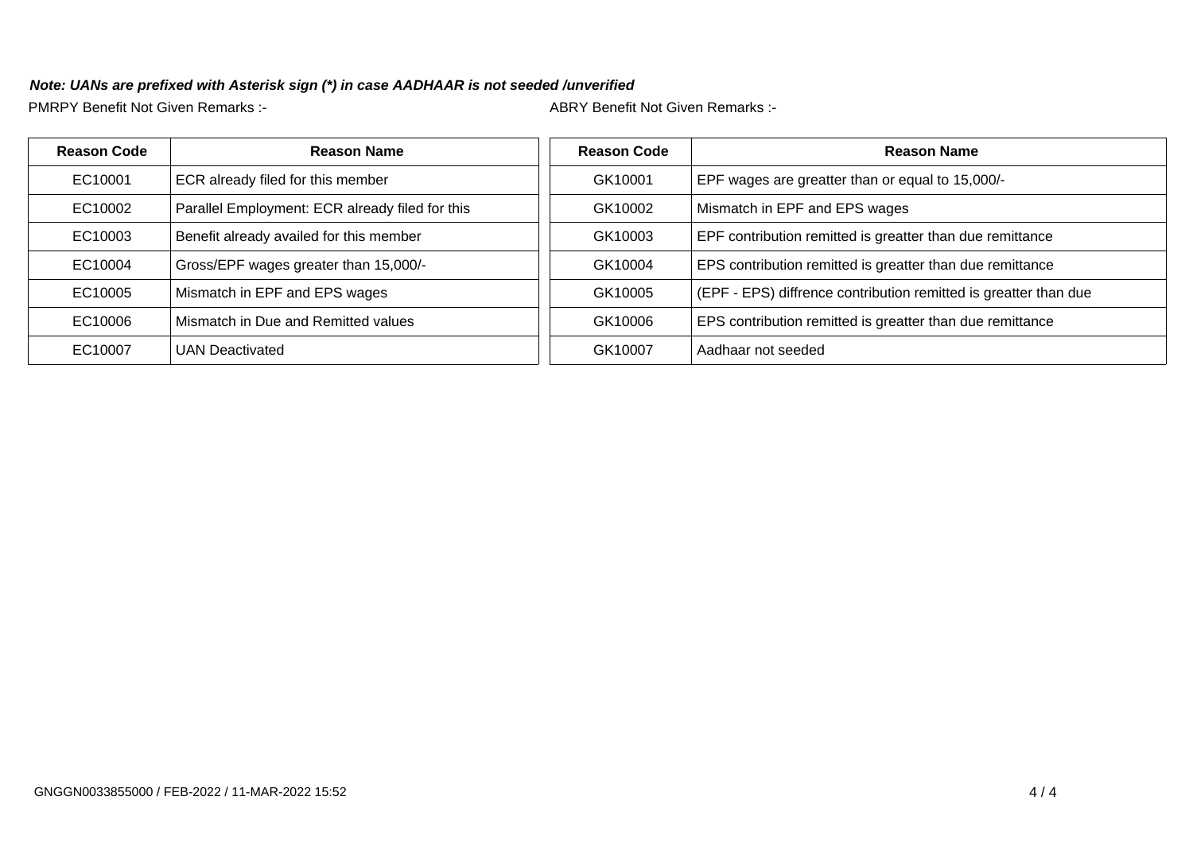***Note: UANs are prefixed with Asterisk sign (*) in case AADHAAR is not seeded /unverified***

PMRPY Benefit Not Given Remarks :-

| Reason Code | Reason Name |
|---|---|
| EC10001 | ECR already filed for this member |
| EC10002 | Parallel Employment: ECR already filed for this |
| EC10003 | Benefit already availed for this member |
| EC10004 | Gross/EPF wages greater than 15,000/- |
| EC10005 | Mismatch in EPF and EPS wages |
| EC10006 | Mismatch in Due and Remitted values |
| EC10007 | UAN Deactivated |

ABRY Benefit Not Given Remarks :-

| Reason Code | Reason Name |
|---|---|
| GK10001 | EPF wages are greatter than or equal to 15,000/- |
| GK10002 | Mismatch in EPF and EPS wages |
| GK10003 | EPF contribution remitted is greatter than due remittance |
| GK10004 | EPS contribution remitted is greatter than due remittance |
| GK10005 | (EPF - EPS) diffrence contribution remitted is greatter than due |
| GK10006 | EPS contribution remitted is greatter than due remittance |
| GK10007 | Aadhaar not seeded |

GNGGN0033855000 / FEB-2022 / 11-MAR-2022 15:52